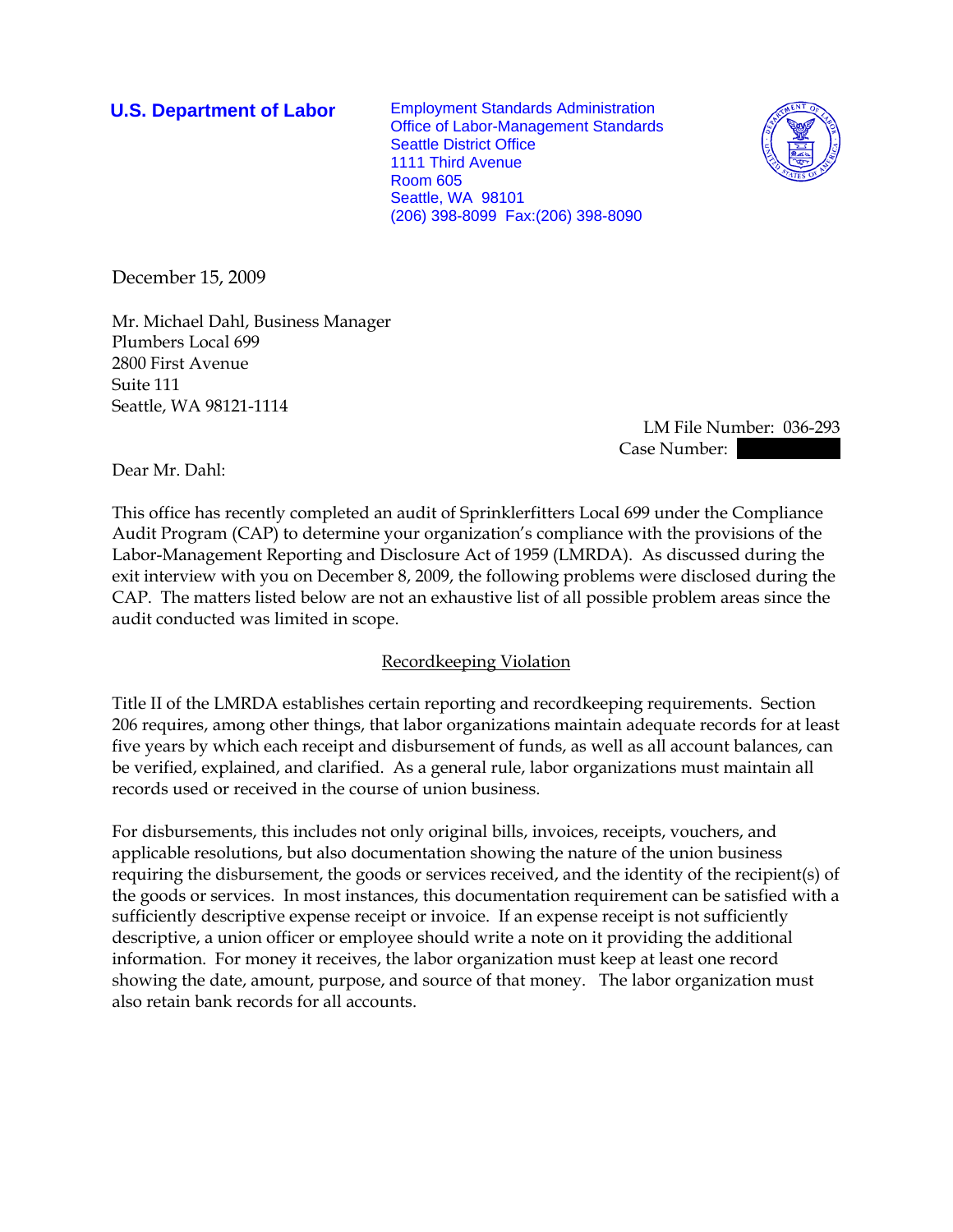**U.S. Department of Labor**

Employment Standards Administration
Office of Labor-Management Standards
Seattle District Office
1111 Third Avenue
Room 605
Seattle, WA 98101
(206) 398-8099 Fax:(206) 398-8090

December 15, 2009

Mr. Michael Dahl, Business Manager
Plumbers Local 699
2800 First Avenue
Suite 111
Seattle, WA 98121-1114

LM File Number: 036-293
Case Number: 

Dear Mr. Dahl:

This office has recently completed an audit of Sprinklerfitters Local 699 under the Compliance Audit Program (CAP) to determine your organization's compliance with the provisions of the Labor-Management Reporting and Disclosure Act of 1959 (LMRDA). As discussed during the exit interview with you on December 8, 2009, the following problems were disclosed during the CAP. The matters listed below are not an exhaustive list of all possible problem areas since the audit conducted was limited in scope.

## Recordkeeping Violation

Title II of the LMRDA establishes certain reporting and recordkeeping requirements. Section 206 requires, among other things, that labor organizations maintain adequate records for at least five years by which each receipt and disbursement of funds, as well as all account balances, can be verified, explained, and clarified. As a general rule, labor organizations must maintain all records used or received in the course of union business.

For disbursements, this includes not only original bills, invoices, receipts, vouchers, and applicable resolutions, but also documentation showing the nature of the union business requiring the disbursement, the goods or services received, and the identity of the recipient(s) of the goods or services. In most instances, this documentation requirement can be satisfied with a sufficiently descriptive expense receipt or invoice. If an expense receipt is not sufficiently descriptive, a union officer or employee should write a note on it providing the additional information. For money it receives, the labor organization must keep at least one record showing the date, amount, purpose, and source of that money. The labor organization must also retain bank records for all accounts.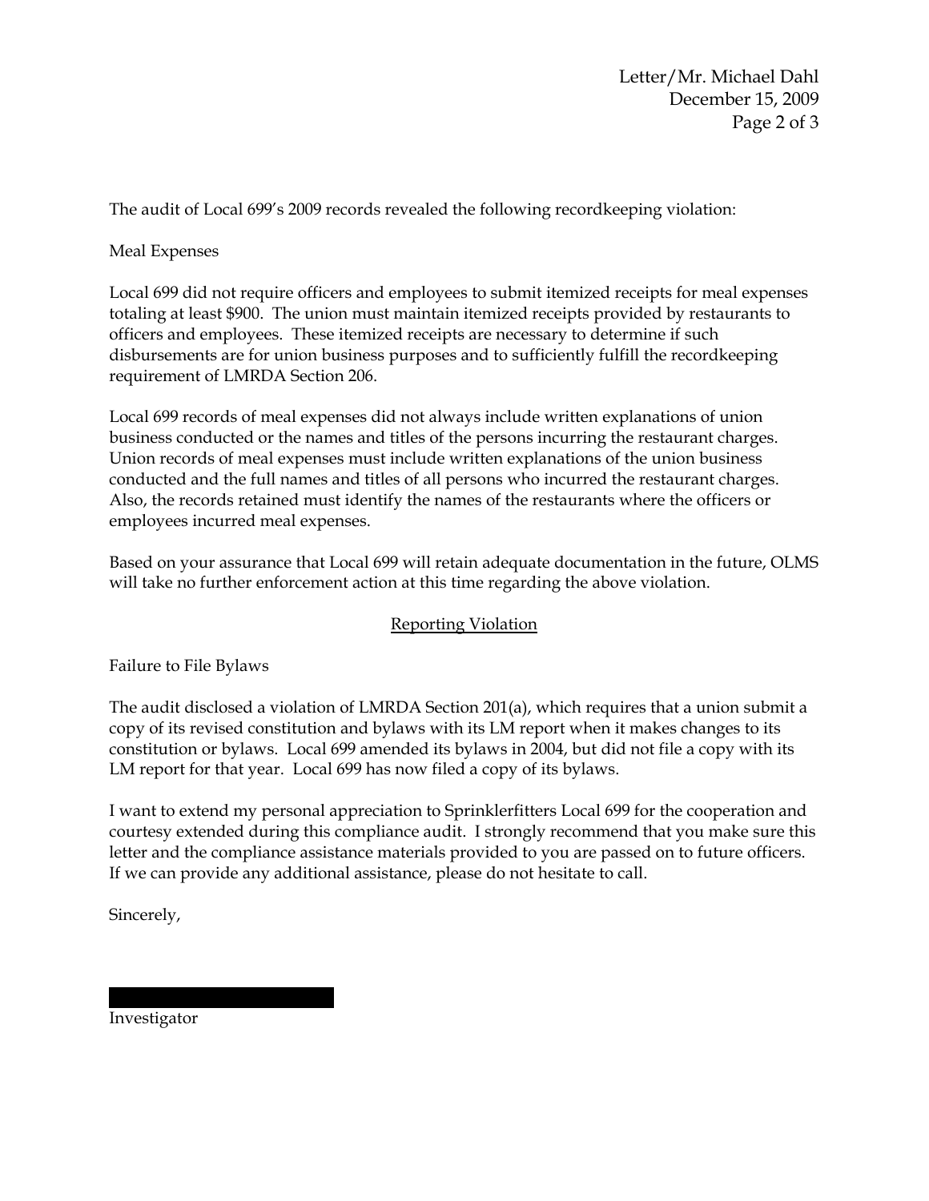The audit of Local 699's 2009 records revealed the following recordkeeping violation:

Meal Expenses

Local 699 did not require officers and employees to submit itemized receipts for meal expenses totaling at least $900. The union must maintain itemized receipts provided by restaurants to officers and employees. These itemized receipts are necessary to determine if such disbursements are for union business purposes and to sufficiently fulfill the recordkeeping requirement of LMRDA Section 206.

Local 699 records of meal expenses did not always include written explanations of union business conducted or the names and titles of the persons incurring the restaurant charges. Union records of meal expenses must include written explanations of the union business conducted and the full names and titles of all persons who incurred the restaurant charges. Also, the records retained must identify the names of the restaurants where the officers or employees incurred meal expenses.

Based on your assurance that Local 699 will retain adequate documentation in the future, OLMS will take no further enforcement action at this time regarding the above violation.

## Reporting Violation

Failure to File Bylaws

The audit disclosed a violation of LMRDA Section 201(a), which requires that a union submit a copy of its revised constitution and bylaws with its LM report when it makes changes to its constitution or bylaws. Local 699 amended its bylaws in 2004, but did not file a copy with its LM report for that year. Local 699 has now filed a copy of its bylaws.

I want to extend my personal appreciation to Sprinklerfitters Local 699 for the cooperation and courtesy extended during this compliance audit. I strongly recommend that you make sure this letter and the compliance assistance materials provided to you are passed on to future officers. If we can provide any additional assistance, please do not hesitate to call.

Sincerely,

Investigator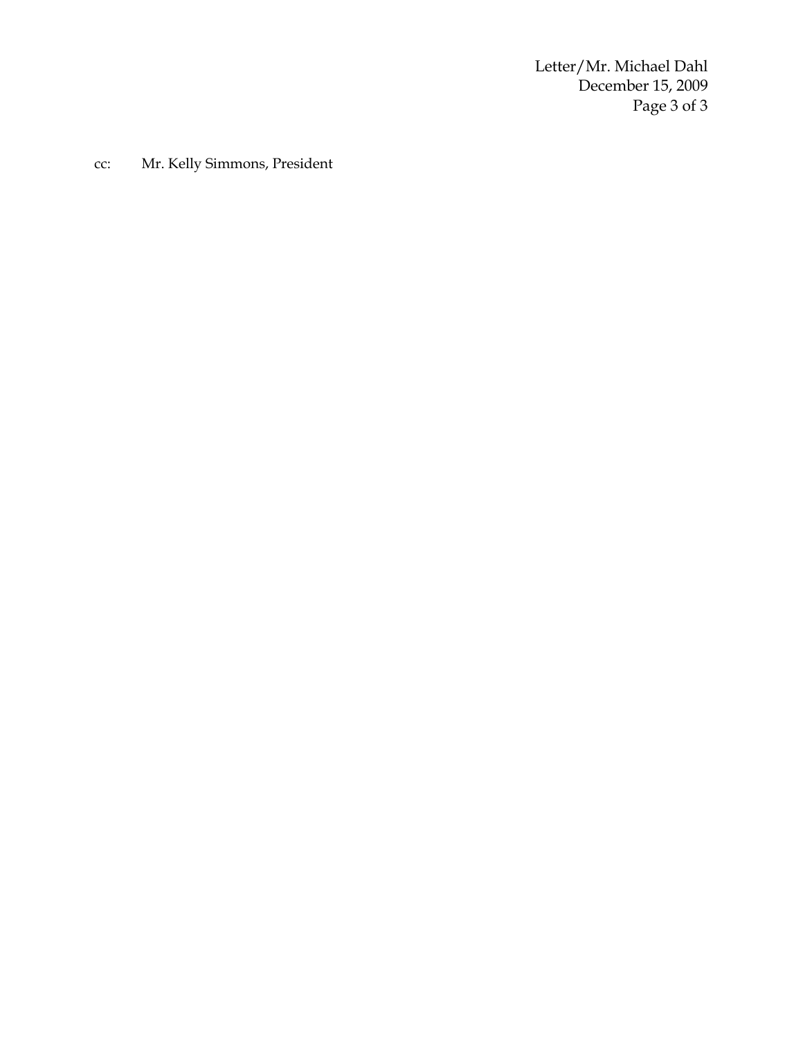cc: Mr. Kelly Simmons, President